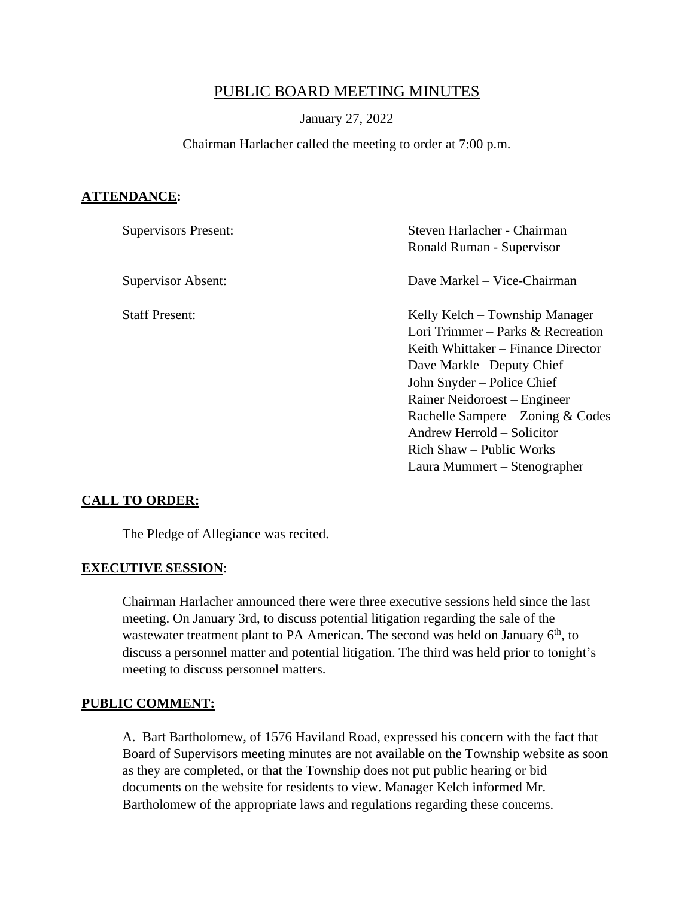# PUBLIC BOARD MEETING MINUTES

January 27, 2022

Chairman Harlacher called the meeting to order at 7:00 p.m.

## ATTENDANCE:

| | |
|---|---|
| Supervisors Present: | Steven Harlacher - Chairman<br>Ronald Ruman - Supervisor |
| Supervisor Absent: | Dave Markel – Vice-Chairman |
| Staff Present: | Kelly Kelch – Township Manager<br>Lori Trimmer – Parks & Recreation<br>Keith Whittaker – Finance Director<br>Dave Markle– Deputy Chief<br>John Snyder – Police Chief<br>Rainer Neidoroest – Engineer<br>Rachelle Sampere – Zoning & Codes<br>Andrew Herrold – Solicitor<br>Rich Shaw – Public Works<br>Laura Mummert – Stenographer |

## CALL TO ORDER:

The Pledge of Allegiance was recited.

## EXECUTIVE SESSION:

Chairman Harlacher announced there were three executive sessions held since the last meeting. On January 3rd, to discuss potential litigation regarding the sale of the wastewater treatment plant to PA American. The second was held on January 6th, to discuss a personnel matter and potential litigation. The third was held prior to tonight's meeting to discuss personnel matters.

## PUBLIC COMMENT:

A. Bart Bartholomew, of 1576 Haviland Road, expressed his concern with the fact that Board of Supervisors meeting minutes are not available on the Township website as soon as they are completed, or that the Township does not put public hearing or bid documents on the website for residents to view. Manager Kelch informed Mr. Bartholomew of the appropriate laws and regulations regarding these concerns.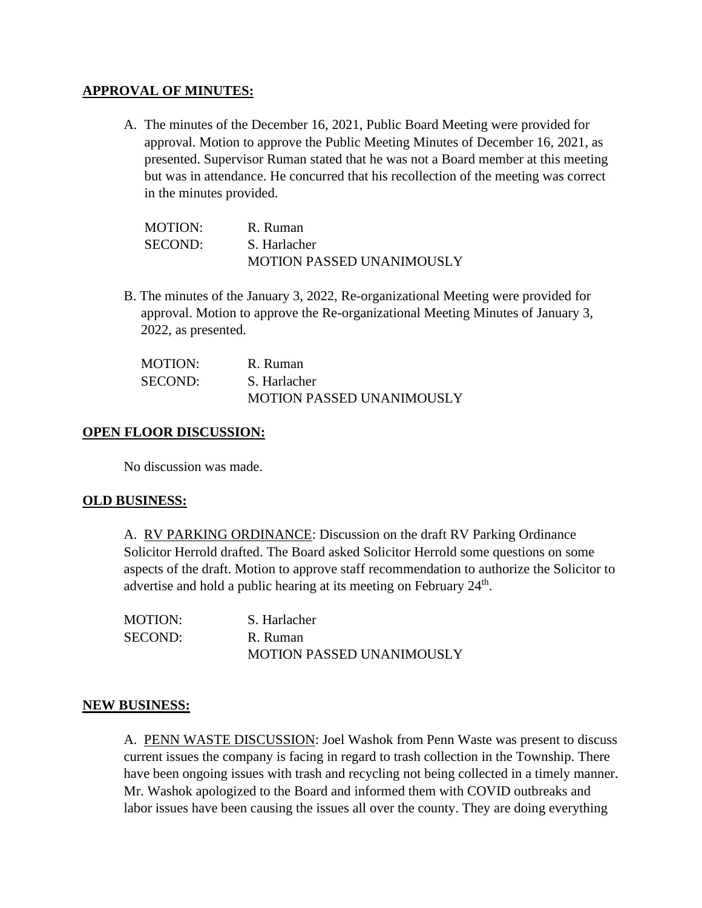## APPROVAL OF MINUTES:

A. The minutes of the December 16, 2021, Public Board Meeting were provided for approval. Motion to approve the Public Meeting Minutes of December 16, 2021, as presented. Supervisor Ruman stated that he was not a Board member at this meeting but was in attendance. He concurred that his recollection of the meeting was correct in the minutes provided.

MOTION: R. Ruman
SECOND: S. Harlacher
MOTION PASSED UNANIMOUSLY

B. The minutes of the January 3, 2022, Re-organizational Meeting were provided for approval. Motion to approve the Re-organizational Meeting Minutes of January 3, 2022, as presented.

MOTION: R. Ruman
SECOND: S. Harlacher
MOTION PASSED UNANIMOUSLY

## OPEN FLOOR DISCUSSION:

No discussion was made.

## OLD BUSINESS:

A. RV PARKING ORDINANCE: Discussion on the draft RV Parking Ordinance Solicitor Herrold drafted. The Board asked Solicitor Herrold some questions on some aspects of the draft. Motion to approve staff recommendation to authorize the Solicitor to advertise and hold a public hearing at its meeting on February 24th.

MOTION: S. Harlacher
SECOND: R. Ruman
MOTION PASSED UNANIMOUSLY

## NEW BUSINESS:

A. PENN WASTE DISCUSSION: Joel Washok from Penn Waste was present to discuss current issues the company is facing in regard to trash collection in the Township. There have been ongoing issues with trash and recycling not being collected in a timely manner. Mr. Washok apologized to the Board and informed them with COVID outbreaks and labor issues have been causing the issues all over the county. They are doing everything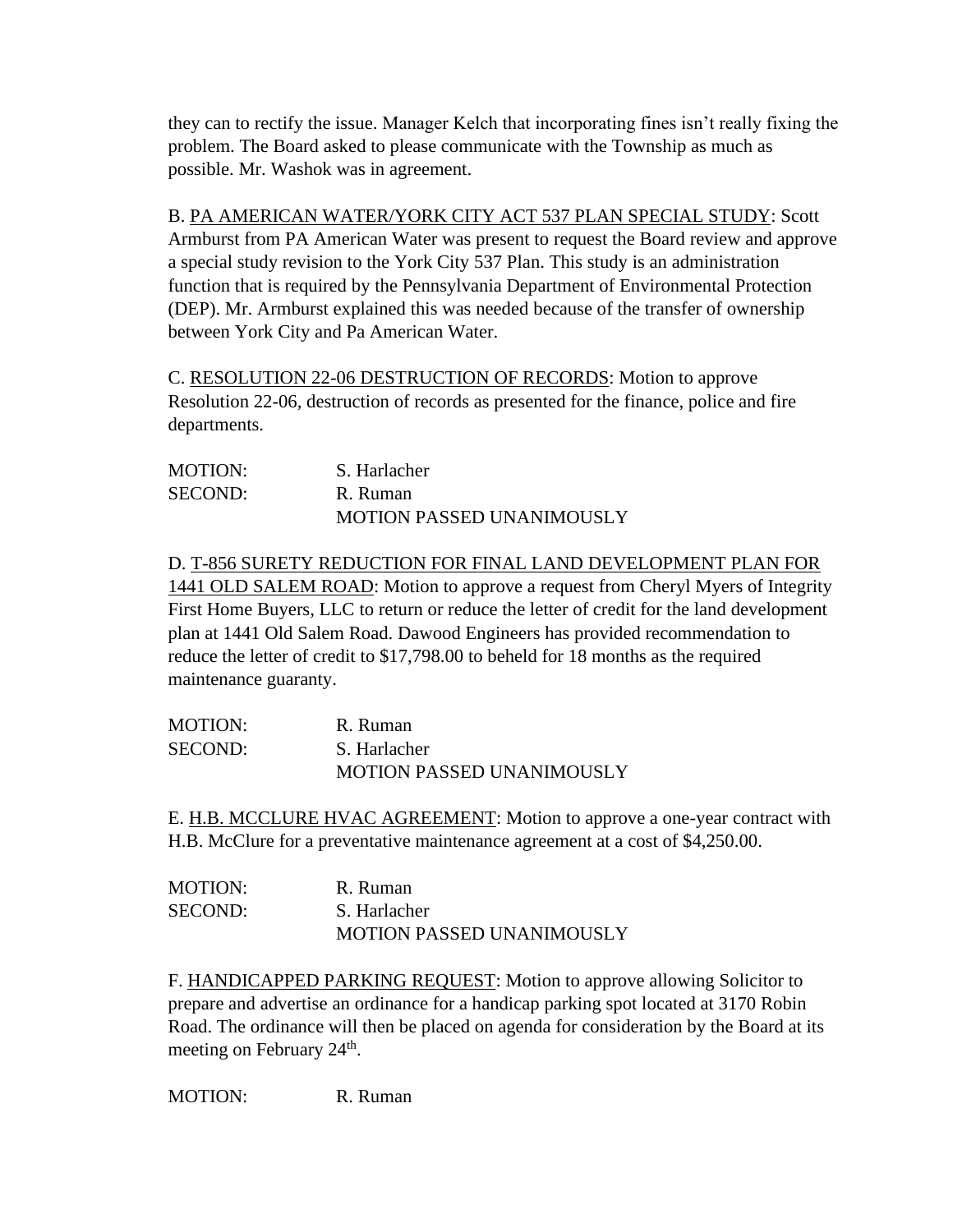they can to rectify the issue. Manager Kelch that incorporating fines isn't really fixing the problem. The Board asked to please communicate with the Township as much as possible. Mr. Washok was in agreement.

B. <u>PA AMERICAN WATER/YORK CITY ACT 537 PLAN SPECIAL STUDY</u>: Scott Armburst from PA American Water was present to request the Board review and approve a special study revision to the York City 537 Plan. This study is an administration function that is required by the Pennsylvania Department of Environmental Protection (DEP). Mr. Armburst explained this was needed because of the transfer of ownership between York City and Pa American Water.

C. <u>RESOLUTION 22-06 DESTRUCTION OF RECORDS</u>: Motion to approve Resolution 22-06, destruction of records as presented for the finance, police and fire departments.

MOTION: S. Harlacher
SECOND: R. Ruman
MOTION PASSED UNANIMOUSLY

D. <u>T-856 SURETY REDUCTION FOR FINAL LAND DEVELOPMENT PLAN FOR 1441 OLD SALEM ROAD</u>: Motion to approve a request from Cheryl Myers of Integrity First Home Buyers, LLC to return or reduce the letter of credit for the land development plan at 1441 Old Salem Road. Dawood Engineers has provided recommendation to reduce the letter of credit to $17,798.00 to beheld for 18 months as the required maintenance guaranty.

MOTION: R. Ruman
SECOND: S. Harlacher
MOTION PASSED UNANIMOUSLY

E. <u>H.B. MCCLURE HVAC AGREEMENT</u>: Motion to approve a one-year contract with H.B. McClure for a preventative maintenance agreement at a cost of $4,250.00.

MOTION: R. Ruman
SECOND: S. Harlacher
MOTION PASSED UNANIMOUSLY

F. <u>HANDICAPPED PARKING REQUEST</u>: Motion to approve allowing Solicitor to prepare and advertise an ordinance for a handicap parking spot located at 3170 Robin Road. The ordinance will then be placed on agenda for consideration by the Board at its meeting on February 24th.

MOTION: R. Ruman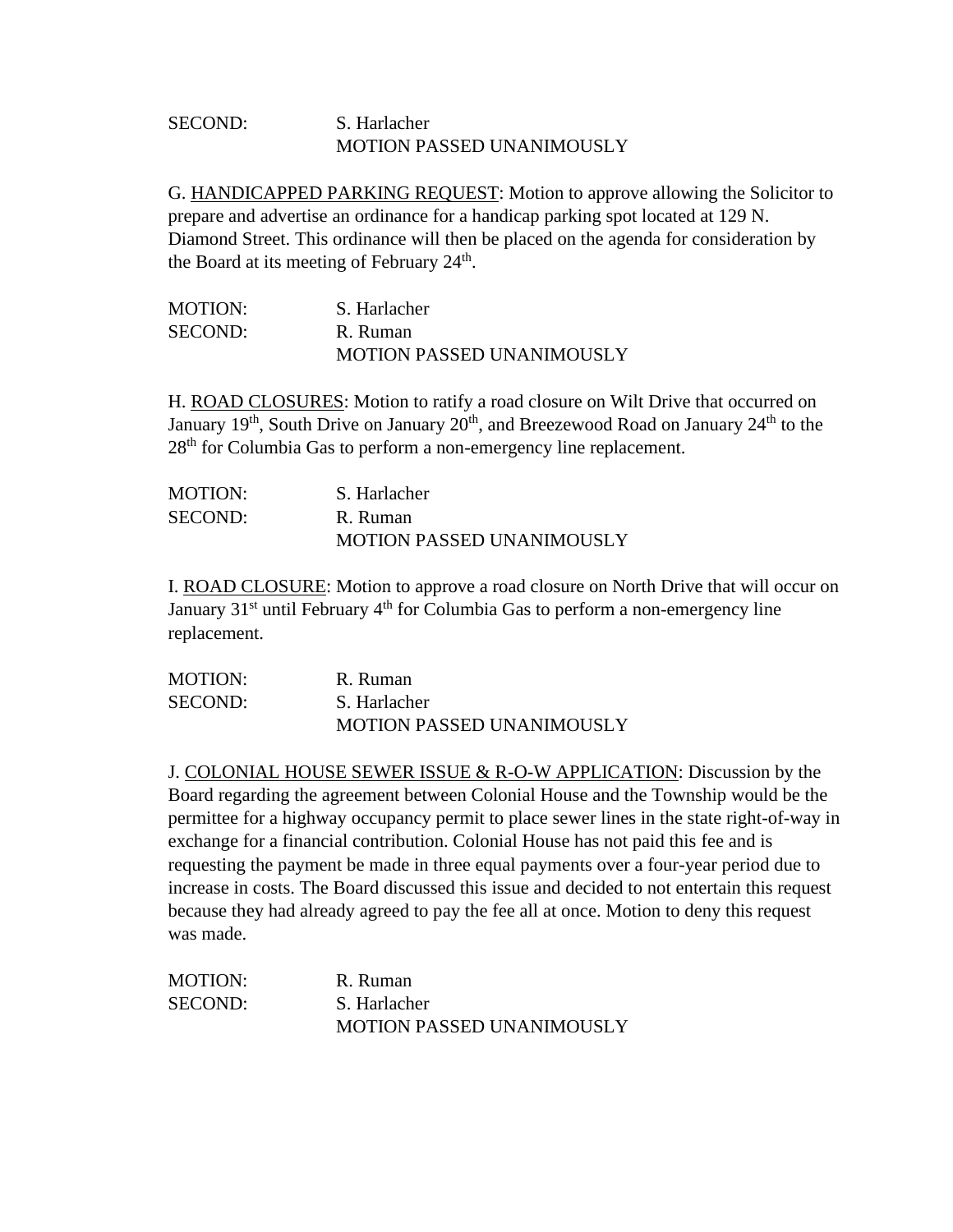SECOND: S. Harlacher
MOTION PASSED UNANIMOUSLY

G. <u>HANDICAPPED PARKING REQUEST</u>: Motion to approve allowing the Solicitor to prepare and advertise an ordinance for a handicap parking spot located at 129 N. Diamond Street. This ordinance will then be placed on the agenda for consideration by the Board at its meeting of February 24th.

MOTION: S. Harlacher
SECOND: R. Ruman
MOTION PASSED UNANIMOUSLY

H. <u>ROAD CLOSURES</u>: Motion to ratify a road closure on Wilt Drive that occurred on January 19th, South Drive on January 20th, and Breezewood Road on January 24th to the 28th for Columbia Gas to perform a non-emergency line replacement.

MOTION: S. Harlacher
SECOND: R. Ruman
MOTION PASSED UNANIMOUSLY

I. <u>ROAD CLOSURE</u>: Motion to approve a road closure on North Drive that will occur on January 31st until February 4th for Columbia Gas to perform a non-emergency line replacement.

MOTION: R. Ruman
SECOND: S. Harlacher
MOTION PASSED UNANIMOUSLY

J. <u>COLONIAL HOUSE SEWER ISSUE & R-O-W APPLICATION</u>: Discussion by the Board regarding the agreement between Colonial House and the Township would be the permittee for a highway occupancy permit to place sewer lines in the state right-of-way in exchange for a financial contribution. Colonial House has not paid this fee and is requesting the payment be made in three equal payments over a four-year period due to increase in costs. The Board discussed this issue and decided to not entertain this request because they had already agreed to pay the fee all at once. Motion to deny this request was made.

MOTION: R. Ruman
SECOND: S. Harlacher
MOTION PASSED UNANIMOUSLY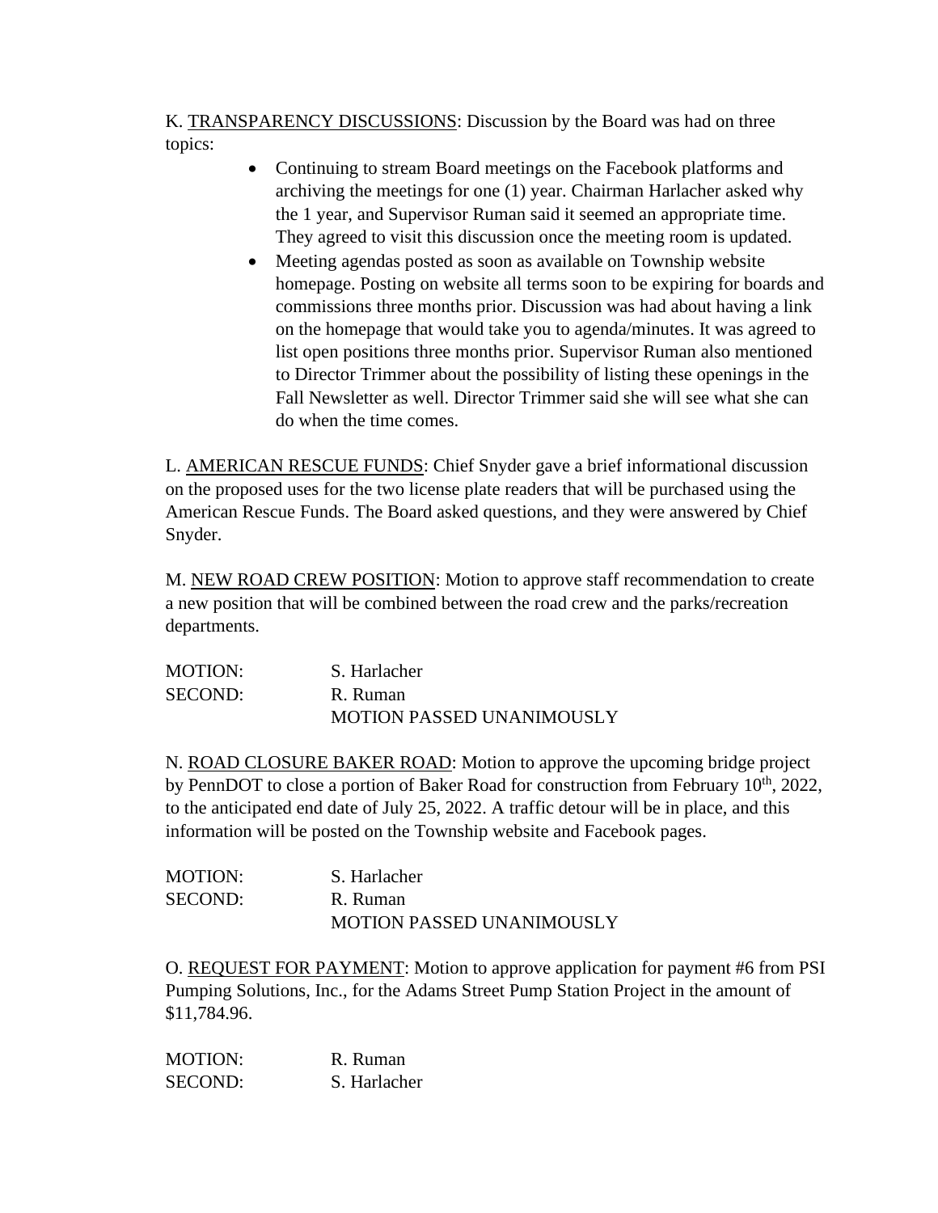K. <u>TRANSPARENCY DISCUSSIONS</u>: Discussion by the Board was had on three topics:

- Continuing to stream Board meetings on the Facebook platforms and archiving the meetings for one (1) year. Chairman Harlacher asked why the 1 year, and Supervisor Ruman said it seemed an appropriate time. They agreed to visit this discussion once the meeting room is updated.
- Meeting agendas posted as soon as available on Township website homepage. Posting on website all terms soon to be expiring for boards and commissions three months prior. Discussion was had about having a link on the homepage that would take you to agenda/minutes. It was agreed to list open positions three months prior. Supervisor Ruman also mentioned to Director Trimmer about the possibility of listing these openings in the Fall Newsletter as well. Director Trimmer said she will see what she can do when the time comes.

L. <u>AMERICAN RESCUE FUNDS</u>: Chief Snyder gave a brief informational discussion on the proposed uses for the two license plate readers that will be purchased using the American Rescue Funds. The Board asked questions, and they were answered by Chief Snyder.

M. <u>NEW ROAD CREW POSITION</u>: Motion to approve staff recommendation to create a new position that will be combined between the road crew and the parks/recreation departments.

MOTION: S. Harlacher
SECOND: R. Ruman
MOTION PASSED UNANIMOUSLY

N. <u>ROAD CLOSURE BAKER ROAD</u>: Motion to approve the upcoming bridge project by PennDOT to close a portion of Baker Road for construction from February 10th, 2022, to the anticipated end date of July 25, 2022. A traffic detour will be in place, and this information will be posted on the Township website and Facebook pages.

MOTION: S. Harlacher
SECOND: R. Ruman
MOTION PASSED UNANIMOUSLY

O. <u>REQUEST FOR PAYMENT</u>: Motion to approve application for payment #6 from PSI Pumping Solutions, Inc., for the Adams Street Pump Station Project in the amount of $11,784.96.

MOTION: R. Ruman
SECOND: S. Harlacher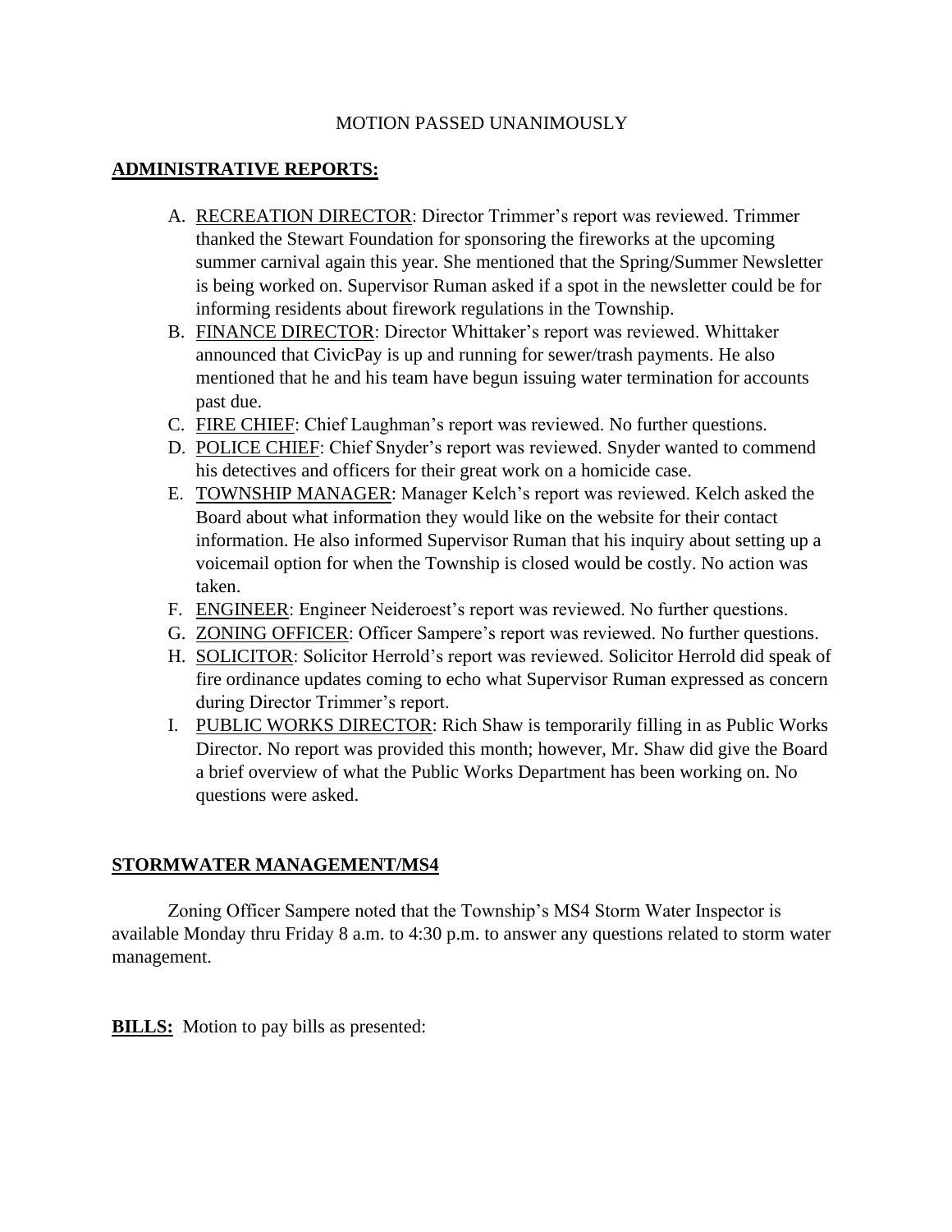MOTION PASSED UNANIMOUSLY

**ADMINISTRATIVE REPORTS:**

A. RECREATION DIRECTOR: Director Trimmer's report was reviewed. Trimmer thanked the Stewart Foundation for sponsoring the fireworks at the upcoming summer carnival again this year. She mentioned that the Spring/Summer Newsletter is being worked on. Supervisor Ruman asked if a spot in the newsletter could be for informing residents about firework regulations in the Township.
B. FINANCE DIRECTOR: Director Whittaker's report was reviewed. Whittaker announced that CivicPay is up and running for sewer/trash payments. He also mentioned that he and his team have begun issuing water termination for accounts past due.
C. FIRE CHIEF: Chief Laughman's report was reviewed. No further questions.
D. POLICE CHIEF: Chief Snyder's report was reviewed. Snyder wanted to commend his detectives and officers for their great work on a homicide case.
E. TOWNSHIP MANAGER: Manager Kelch's report was reviewed. Kelch asked the Board about what information they would like on the website for their contact information. He also informed Supervisor Ruman that his inquiry about setting up a voicemail option for when the Township is closed would be costly. No action was taken.
F. ENGINEER: Engineer Neideroest's report was reviewed. No further questions.
G. ZONING OFFICER: Officer Sampere's report was reviewed. No further questions.
H. SOLICITOR: Solicitor Herrold's report was reviewed. Solicitor Herrold did speak of fire ordinance updates coming to echo what Supervisor Ruman expressed as concern during Director Trimmer's report.
I. PUBLIC WORKS DIRECTOR: Rich Shaw is temporarily filling in as Public Works Director. No report was provided this month; however, Mr. Shaw did give the Board a brief overview of what the Public Works Department has been working on. No questions were asked.

**STORMWATER MANAGEMENT/MS4**

Zoning Officer Sampere noted that the Township's MS4 Storm Water Inspector is available Monday thru Friday 8 a.m. to 4:30 p.m. to answer any questions related to storm water management.

**BILLS:** Motion to pay bills as presented: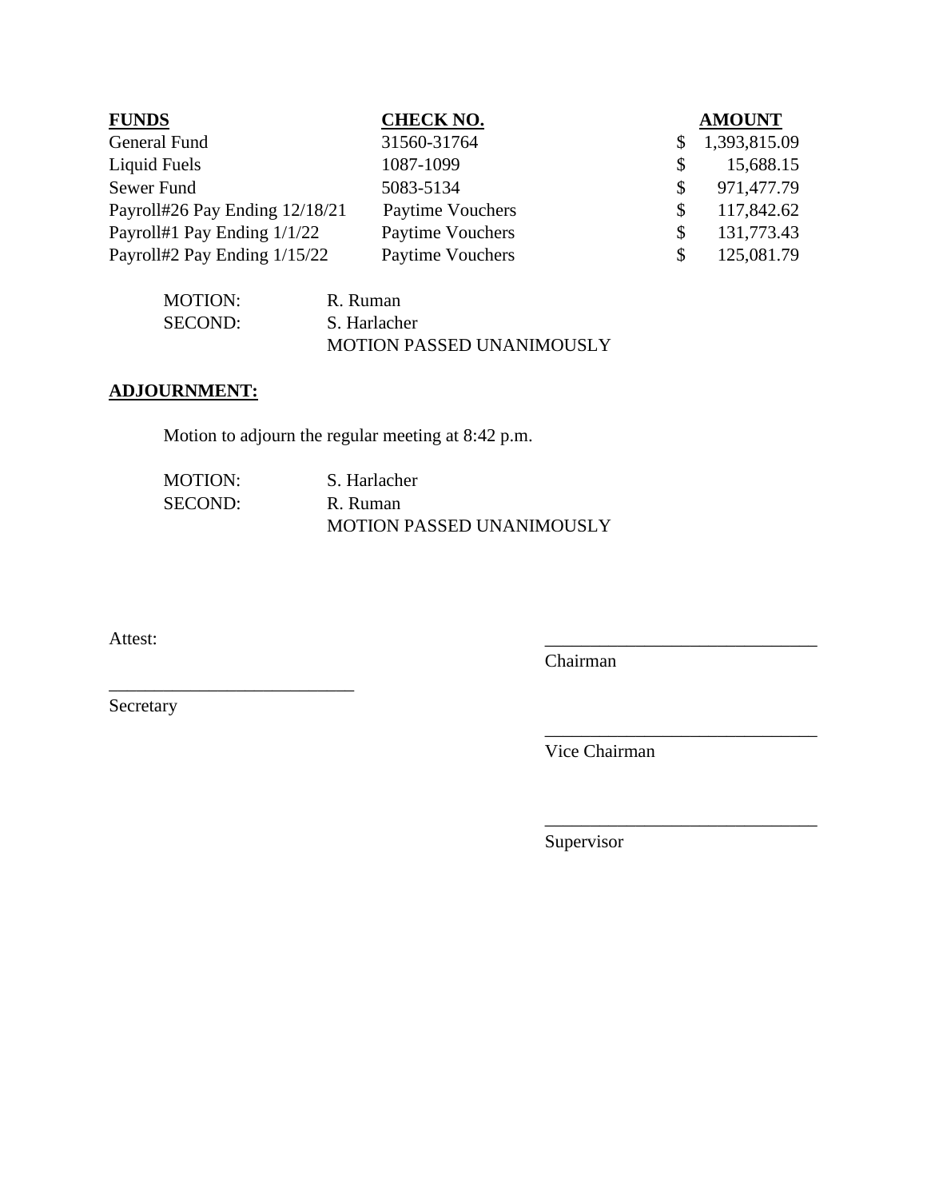| FUNDS | CHECK NO. | AMOUNT |
|---|---|---|
| General Fund | 31560-31764 | $ 1,393,815.09 |
| Liquid Fuels | 1087-1099 | $ 15,688.15 |
| Sewer Fund | 5083-5134 | $ 971,477.79 |
| Payroll#26 Pay Ending 12/18/21 | Paytime Vouchers | $ 117,842.62 |
| Payroll#1 Pay Ending 1/1/22 | Paytime Vouchers | $ 131,773.43 |
| Payroll#2 Pay Ending 1/15/22 | Paytime Vouchers | $ 125,081.79 |

MOTION: R. Ruman
SECOND: S. Harlacher
MOTION PASSED UNANIMOUSLY

**ADJOURNMENT:**

Motion to adjourn the regular meeting at 8:42 p.m.

MOTION: S. Harlacher
SECOND: R. Ruman
MOTION PASSED UNANIMOUSLY

Attest:

___________________________
Secretary

______________________________
Chairman

______________________________
Vice Chairman

______________________________
Supervisor